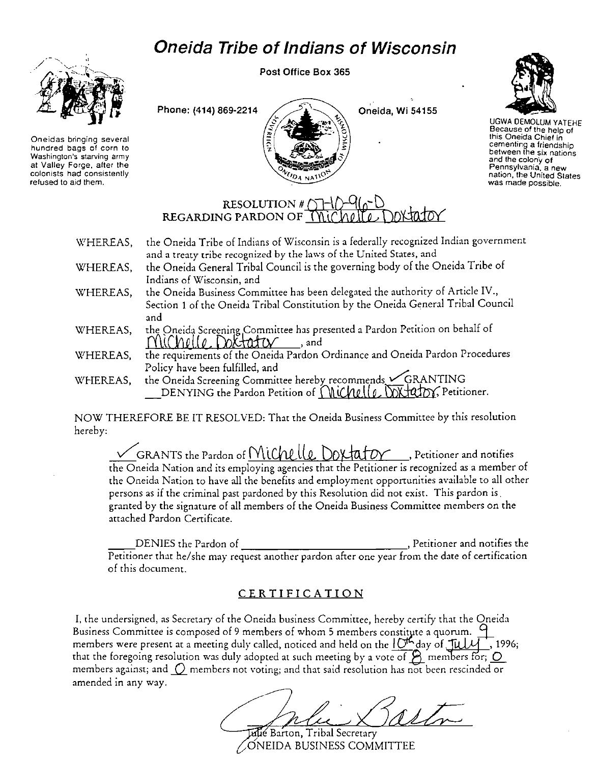# Oneida Tribe of Indians of Wisconsin

Post Office Box 365

Phone: (414) 869-2214 Oneida, Wi 54155

Oneidas bringing several hundred bags of corn to Washington's starving army at Valley Forge, after the colonists had consistently refused to aid them.

UGWA DEMOLUM YATEHE
Because of the help of this Oneida Chief in cementing a friendship between the six nations and the colony of Pennsylvania, a new nation, the United States was made possible.

## RESOLUTION # 07-10-96-D
## REGARDING PARDON OF Michelle Doxtator

WHEREAS, the Oneida Tribe of Indians of Wisconsin is a federally recognized Indian government and a treaty tribe recognized by the laws of the United States, and

WHEREAS, the Oneida General Tribal Council is the governing body of the Oneida Tribe of Indians of Wisconsin, and

WHEREAS, the Oneida Business Committee has been delegated the authority of Article IV., Section 1 of the Oneida Tribal Constitution by the Oneida General Tribal Council and

WHEREAS, the Oneida Screening Committee has presented a Pardon Petition on behalf of Michelle Doxtator, and

WHEREAS, the requirements of the Oneida Pardon Ordinance and Oneida Pardon Procedures Policy have been fulfilled, and

WHEREAS, the Oneida Screening Committee hereby recommends ✓ GRANTING \_\_DENYING the Pardon Petition of Michelle Doxtator, Petitioner.

NOW THEREFORE BE IT RESOLVED: That the Oneida Business Committee by this resolution hereby:

✓ GRANTS the Pardon of Michelle Doxtator, Petitioner and notifies the Oneida Nation and its employing agencies that the Petitioner is recognized as a member of the Oneida Nation to have all the benefits and employment opportunities available to all other persons as if the criminal past pardoned by this Resolution did not exist. This pardon is granted by the signature of all members of the Oneida Business Committee members on the attached Pardon Certificate.

\_\_\_\_DENIES the Pardon of \_\_\_\_\_\_\_\_\_\_\_\_\_\_\_\_\_\_\_\_\_\_\_\_\_\_, Petitioner and notifies the Petitioner that he/she may request another pardon after one year from the date of certification of this document.

## CERTIFICATION

I, the undersigned, as Secretary of the Oneida business Committee, hereby certify that the Oneida Business Committee is composed of 9 members of whom 5 members constitute a quorum. 9 members were present at a meeting duly called, noticed and held on the 10th day of July, 1996; that the foregoing resolution was duly adopted at such meeting by a vote of 8 members for; 0 members against; and 0 members not voting; and that said resolution has not been rescinded or amended in any way.

Julie Barton

Julie Barton, Tribal Secretary
ONEIDA BUSINESS COMMITTEE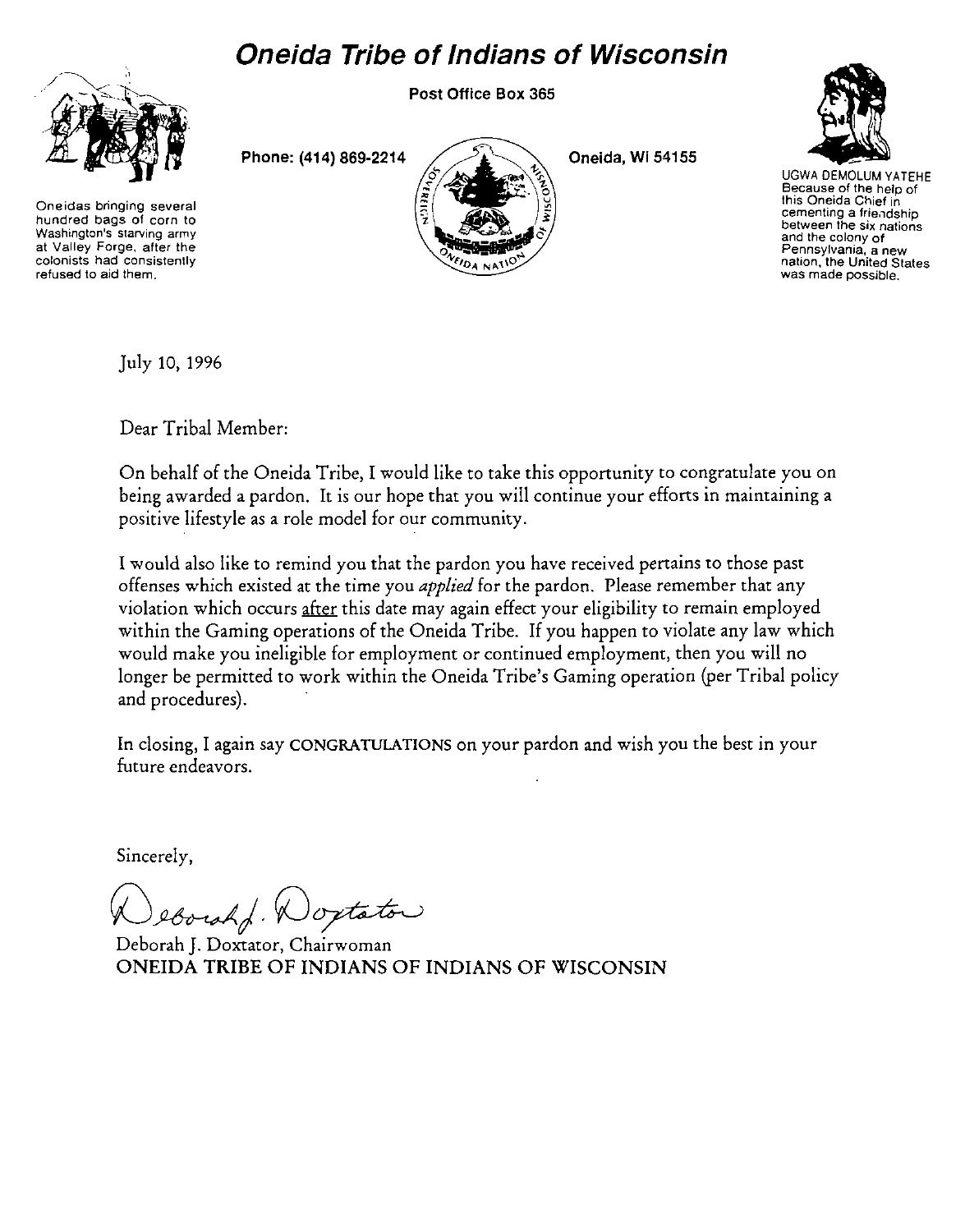# Oneida Tribe of Indians of Wisconsin

Post Office Box 365

Phone: (414) 869-2214

Oneida, WI 54155

Oneidas bringing several hundred bags of corn to Washington's starving army at Valley Forge, after the colonists had consistently refused to aid them.

UGWA DEMOLUM YATEHE
Because of the help of this Oneida Chief in cementing a friendship between the six nations and the colony of Pennsylvania, a new nation, the United States was made possible.

July 10, 1996

Dear Tribal Member:

On behalf of the Oneida Tribe, I would like to take this opportunity to congratulate you on being awarded a pardon. It is our hope that you will continue your efforts in maintaining a positive lifestyle as a role model for our community.

I would also like to remind you that the pardon you have received pertains to those past offenses which existed at the time you *applied* for the pardon. Please remember that any violation which occurs <u>after</u> this date may again effect your eligibility to remain employed within the Gaming operations of the Oneida Tribe. If you happen to violate any law which would make you ineligible for employment or continued employment, then you will no longer be permitted to work within the Oneida Tribe's Gaming operation (per Tribal policy and procedures).

In closing, I again say CONGRATULATIONS on your pardon and wish you the best in your future endeavors.

Sincerely,

Deborah J. Doxtator

Deborah J. Doxtator, Chairwoman
ONEIDA TRIBE OF INDIANS OF INDIANS OF WISCONSIN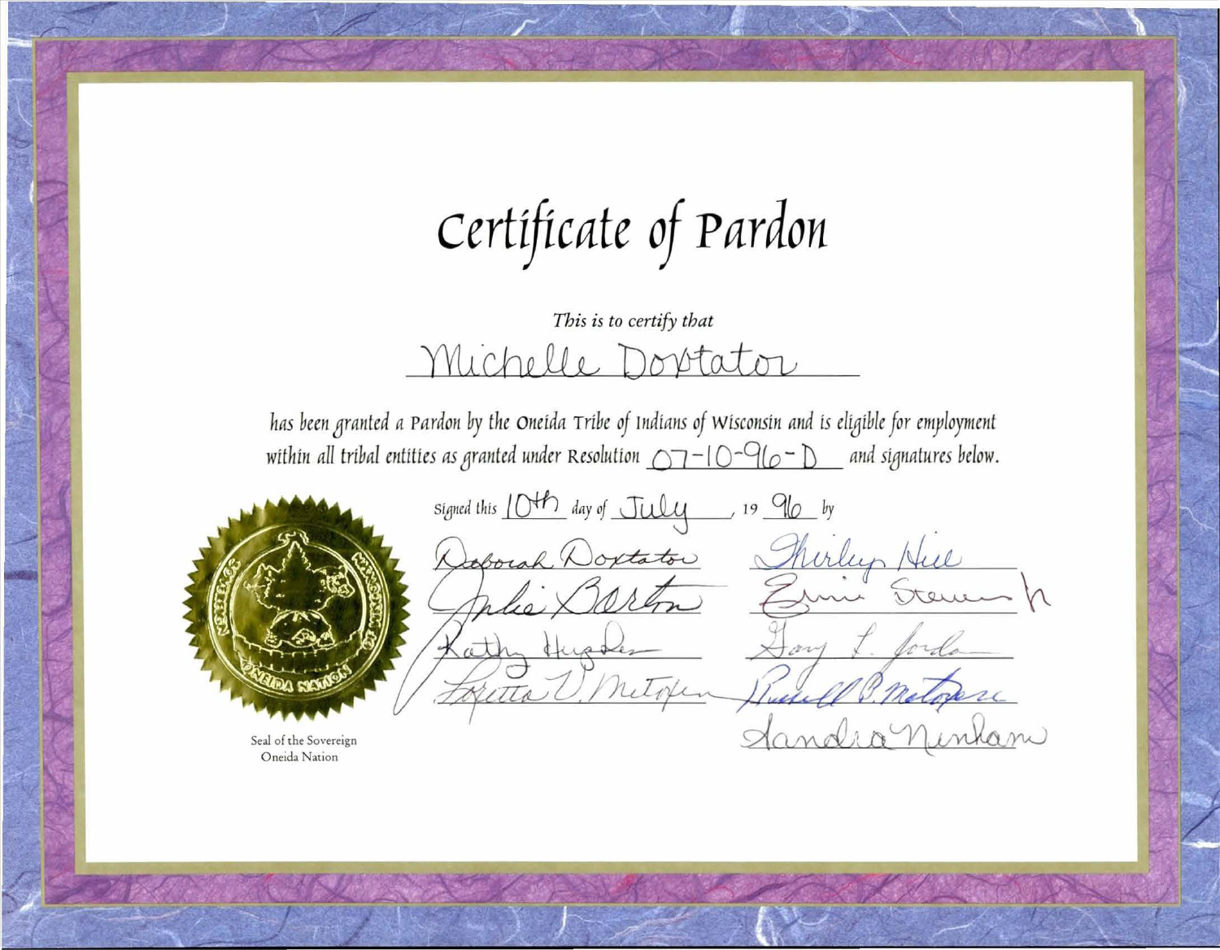# Certificate of Pardon

*This is to certify that*

Michelle Doxtator

*has been granted a Pardon by the Oneida Tribe of Indians of Wisconsin and is eligible for employment within all tribal entities as granted under Resolution* 07-10-96-D *and signatures below.*

*Signed this* 10th *day of* July, 19 96 *by*

Deborah Doxtator

Julie Barton

Kathy Hughes

Loretta V. Metoxen

Shirley Hill

Ernie Stevens Jr

Gary L. Jordan

Russell B. Metoxen

Sandra Ninham

Seal of the Sovereign Oneida Nation